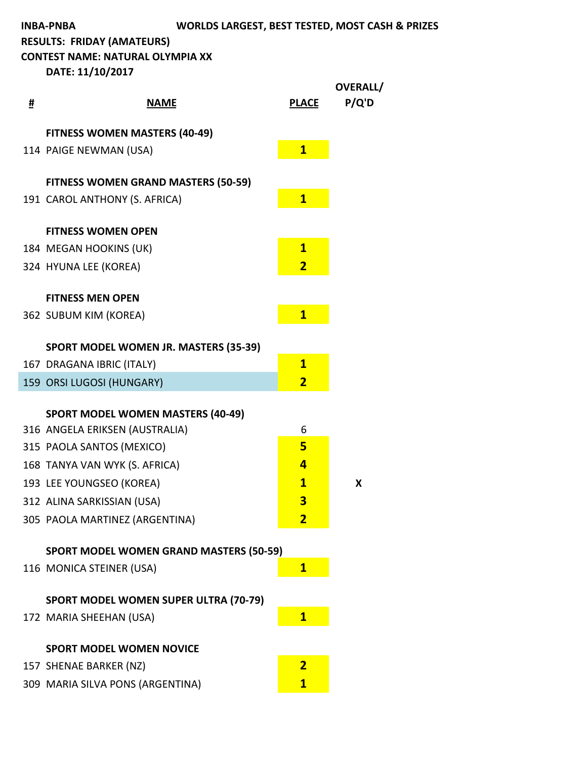**INBA-PNBA** **WORLDS LARGEST, BEST TESTED, MOST CASH & PRIZES**

**RESULTS: FRIDAY (AMATEURS)**

**CONTEST NAME: NATURAL OLYMPIA XX**

**DATE: 11/10/2017**

| # | NAME | PLACE | OVERALL/ P/Q'D |
|---|---|---|---|
| | **FITNESS WOMEN MASTERS (40-49)** | | |
| 114 | PAIGE NEWMAN (USA) | 1 | |
| | **FITNESS WOMEN GRAND MASTERS (50-59)** | | |
| 191 | CAROL ANTHONY (S. AFRICA) | 1 | |
| | **FITNESS WOMEN OPEN** | | |
| 184 | MEGAN HOOKINS (UK) | 1 | |
| 324 | HYUNA LEE (KOREA) | 2 | |
| | **FITNESS MEN OPEN** | | |
| 362 | SUBUM KIM (KOREA) | 1 | |
| | **SPORT MODEL WOMEN JR. MASTERS (35-39)** | | |
| 167 | DRAGANA IBRIC (ITALY) | 1 | |
| 159 | ORSI LUGOSI (HUNGARY) | 2 | |
| | **SPORT MODEL WOMEN MASTERS (40-49)** | | |
| 316 | ANGELA ERIKSEN (AUSTRALIA) | 6 | |
| 315 | PAOLA SANTOS (MEXICO) | 5 | |
| 168 | TANYA VAN WYK (S. AFRICA) | 4 | |
| 193 | LEE YOUNGSEO (KOREA) | 1 | X |
| 312 | ALINA SARKISSIAN (USA) | 3 | |
| 305 | PAOLA MARTINEZ (ARGENTINA) | 2 | |
| | **SPORT MODEL WOMEN GRAND MASTERS (50-59)** | | |
| 116 | MONICA STEINER (USA) | 1 | |
| | **SPORT MODEL WOMEN SUPER ULTRA (70-79)** | | |
| 172 | MARIA SHEEHAN (USA) | 1 | |
| | **SPORT MODEL WOMEN NOVICE** | | |
| 157 | SHENAE BARKER (NZ) | 2 | |
| 309 | MARIA SILVA PONS (ARGENTINA) | 1 | |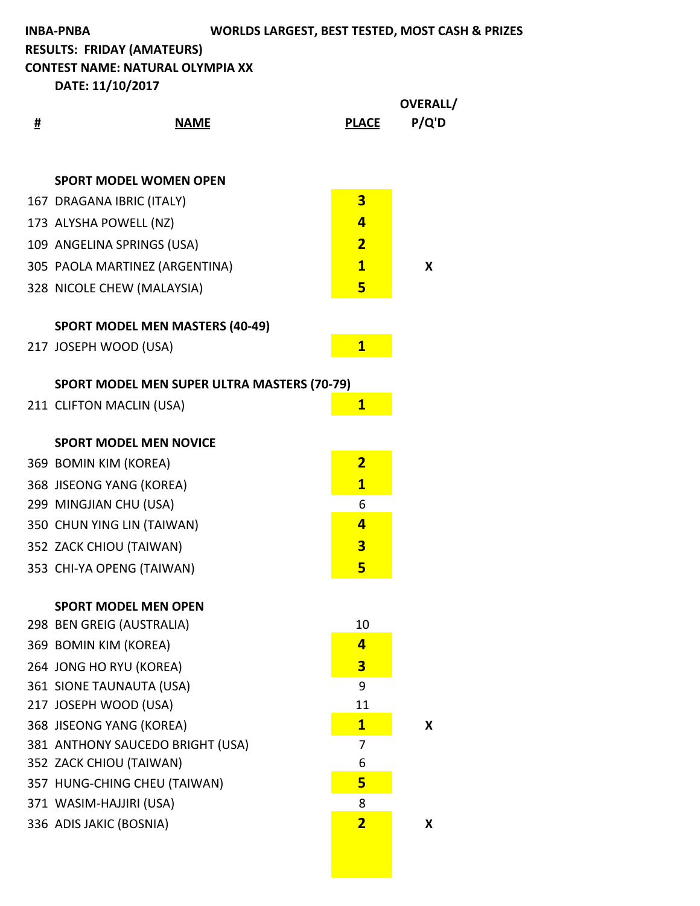**INBA-PNBA** **WORLDS LARGEST, BEST TESTED, MOST CASH & PRIZES**

**RESULTS: FRIDAY (AMATEURS)**

**CONTEST NAME: NATURAL OLYMPIA XX**

**DATE: 11/10/2017**

| # | NAME | PLACE | OVERALL/ P/Q'D |
|---|---|---|---|
| | **SPORT MODEL WOMEN OPEN** | | |
| 167 | DRAGANA IBRIC (ITALY) | **3** | |
| 173 | ALYSHA POWELL (NZ) | **4** | |
| 109 | ANGELINA SPRINGS (USA) | **2** | |
| 305 | PAOLA MARTINEZ (ARGENTINA) | **1** | **X** |
| 328 | NICOLE CHEW (MALAYSIA) | **5** | |
| | **SPORT MODEL MEN MASTERS (40-49)** | | |
| 217 | JOSEPH WOOD (USA) | **1** | |
| | **SPORT MODEL MEN SUPER ULTRA MASTERS (70-79)** | | |
| 211 | CLIFTON MACLIN (USA) | **1** | |
| | **SPORT MODEL MEN NOVICE** | | |
| 369 | BOMIN KIM (KOREA) | **2** | |
| 368 | JISEONG YANG (KOREA) | **1** | |
| 299 | MINGJIAN CHU (USA) | 6 | |
| 350 | CHUN YING LIN (TAIWAN) | **4** | |
| 352 | ZACK CHIOU (TAIWAN) | **3** | |
| 353 | CHI-YA OPENG (TAIWAN) | **5** | |
| | **SPORT MODEL MEN OPEN** | | |
| 298 | BEN GREIG (AUSTRALIA) | 10 | |
| 369 | BOMIN KIM (KOREA) | **4** | |
| 264 | JONG HO RYU (KOREA) | **3** | |
| 361 | SIONE TAUNAUTA (USA) | 9 | |
| 217 | JOSEPH WOOD (USA) | 11 | |
| 368 | JISEONG YANG (KOREA) | **1** | **X** |
| 381 | ANTHONY SAUCEDO BRIGHT (USA) | 7 | |
| 352 | ZACK CHIOU (TAIWAN) | 6 | |
| 357 | HUNG-CHING CHEU (TAIWAN) | **5** | |
| 371 | WASIM-HAJJIRI (USA) | 8 | |
| 336 | ADIS JAKIC (BOSNIA) | **2** | **X** |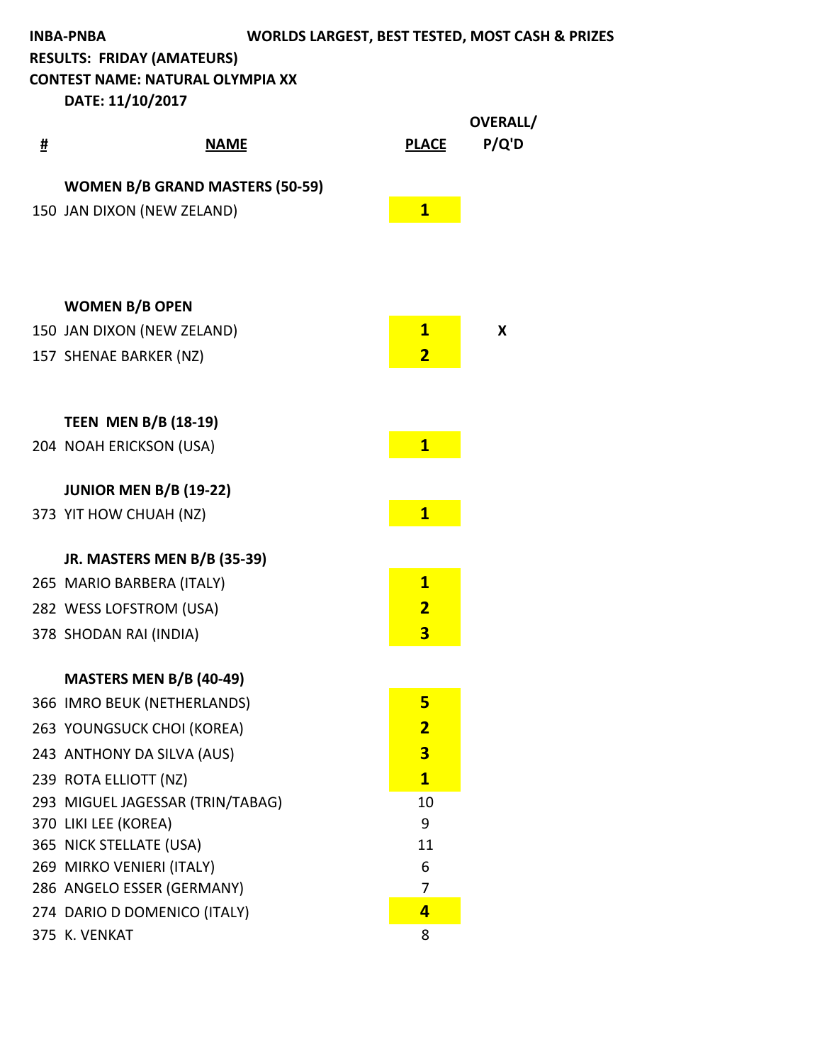**INBA-PNBA** WORLDS LARGEST, BEST TESTED, MOST CASH & PRIZES

**RESULTS: FRIDAY (AMATEURS)**

**CONTEST NAME: NATURAL OLYMPIA XX**

**DATE: 11/10/2017**

| # | NAME | PLACE | OVERALL/ P/Q'D |
|---|---|---|---|
| | **WOMEN B/B GRAND MASTERS (50-59)** | | |
| 150 | JAN DIXON (NEW ZELAND) | **1** | |
| | **WOMEN B/B OPEN** | | |
| 150 | JAN DIXON (NEW ZELAND) | **1** | **X** |
| 157 | SHENAE BARKER (NZ) | **2** | |
| | **TEEN MEN B/B (18-19)** | | |
| 204 | NOAH ERICKSON (USA) | **1** | |
| | **JUNIOR MEN B/B (19-22)** | | |
| 373 | YIT HOW CHUAH (NZ) | **1** | |
| | **JR. MASTERS MEN B/B (35-39)** | | |
| 265 | MARIO BARBERA (ITALY) | **1** | |
| 282 | WESS LOFSTROM (USA) | **2** | |
| 378 | SHODAN RAI (INDIA) | **3** | |
| | **MASTERS MEN B/B (40-49)** | | |
| 366 | IMRO BEUK (NETHERLANDS) | **5** | |
| 263 | YOUNGSUCK CHOI (KOREA) | **2** | |
| 243 | ANTHONY DA SILVA (AUS) | **3** | |
| 239 | ROTA ELLIOTT (NZ) | **1** | |
| 293 | MIGUEL JAGESSAR (TRIN/TABAG) | 10 | |
| 370 | LIKI LEE (KOREA) | 9 | |
| 365 | NICK STELLATE (USA) | 11 | |
| 269 | MIRKO VENIERI (ITALY) | 6 | |
| 286 | ANGELO ESSER (GERMANY) | 7 | |
| 274 | DARIO D DOMENICO (ITALY) | **4** | |
| 375 | K. VENKAT | 8 | |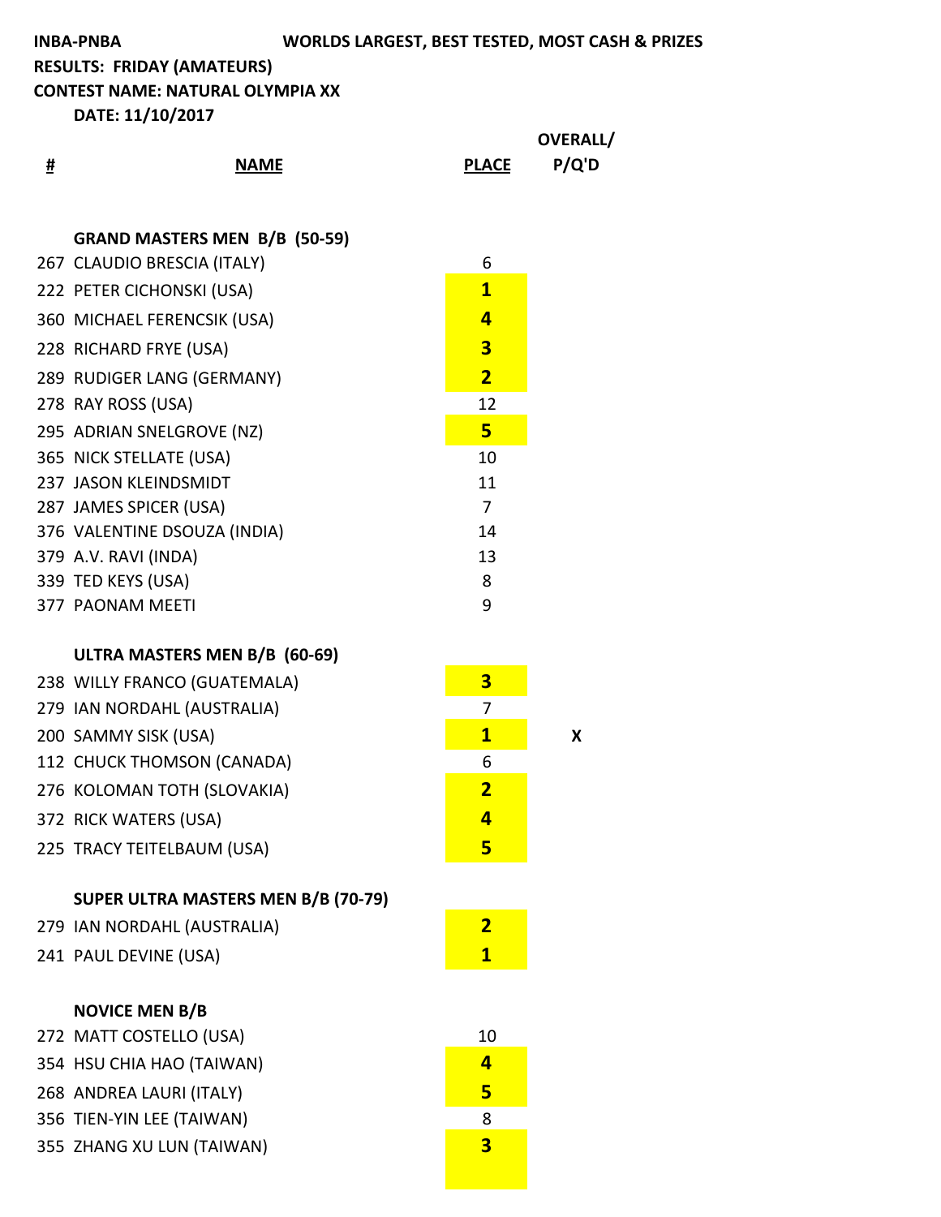**INBA-PNBA** **WORLDS LARGEST, BEST TESTED, MOST CASH & PRIZES**

**RESULTS: FRIDAY (AMATEURS)**

**CONTEST NAME: NATURAL OLYMPIA XX**

**DATE: 11/10/2017**

| # | NAME | PLACE | OVERALL/ P/Q'D |
|---|---|---|---|
| | **GRAND MASTERS MEN B/B (50-59)** | | |
| 267 | CLAUDIO BRESCIA (ITALY) | 6 | |
| 222 | PETER CICHONSKI (USA) | **1** | |
| 360 | MICHAEL FERENCSIK (USA) | **4** | |
| 228 | RICHARD FRYE (USA) | **3** | |
| 289 | RUDIGER LANG (GERMANY) | **2** | |
| 278 | RAY ROSS (USA) | 12 | |
| 295 | ADRIAN SNELGROVE (NZ) | **5** | |
| 365 | NICK STELLATE (USA) | 10 | |
| 237 | JASON KLEINDSMIDT | 11 | |
| 287 | JAMES SPICER (USA) | 7 | |
| 376 | VALENTINE DSOUZA (INDIA) | 14 | |
| 379 | A.V. RAVI (INDA) | 13 | |
| 339 | TED KEYS (USA) | 8 | |
| 377 | PAONAM MEETI | 9 | |
| | **ULTRA MASTERS MEN B/B (60-69)** | | |
| 238 | WILLY FRANCO (GUATEMALA) | **3** | |
| 279 | IAN NORDAHL (AUSTRALIA) | 7 | |
| 200 | SAMMY SISK (USA) | **1** | X |
| 112 | CHUCK THOMSON (CANADA) | 6 | |
| 276 | KOLOMAN TOTH (SLOVAKIA) | **2** | |
| 372 | RICK WATERS (USA) | **4** | |
| 225 | TRACY TEITELBAUM (USA) | **5** | |
| | **SUPER ULTRA MASTERS MEN B/B (70-79)** | | |
| 279 | IAN NORDAHL (AUSTRALIA) | **2** | |
| 241 | PAUL DEVINE (USA) | **1** | |
| | **NOVICE MEN B/B** | | |
| 272 | MATT COSTELLO (USA) | 10 | |
| 354 | HSU CHIA HAO (TAIWAN) | **4** | |
| 268 | ANDREA LAURI (ITALY) | **5** | |
| 356 | TIEN-YIN LEE (TAIWAN) | 8 | |
| 355 | ZHANG XU LUN (TAIWAN) | **3** | |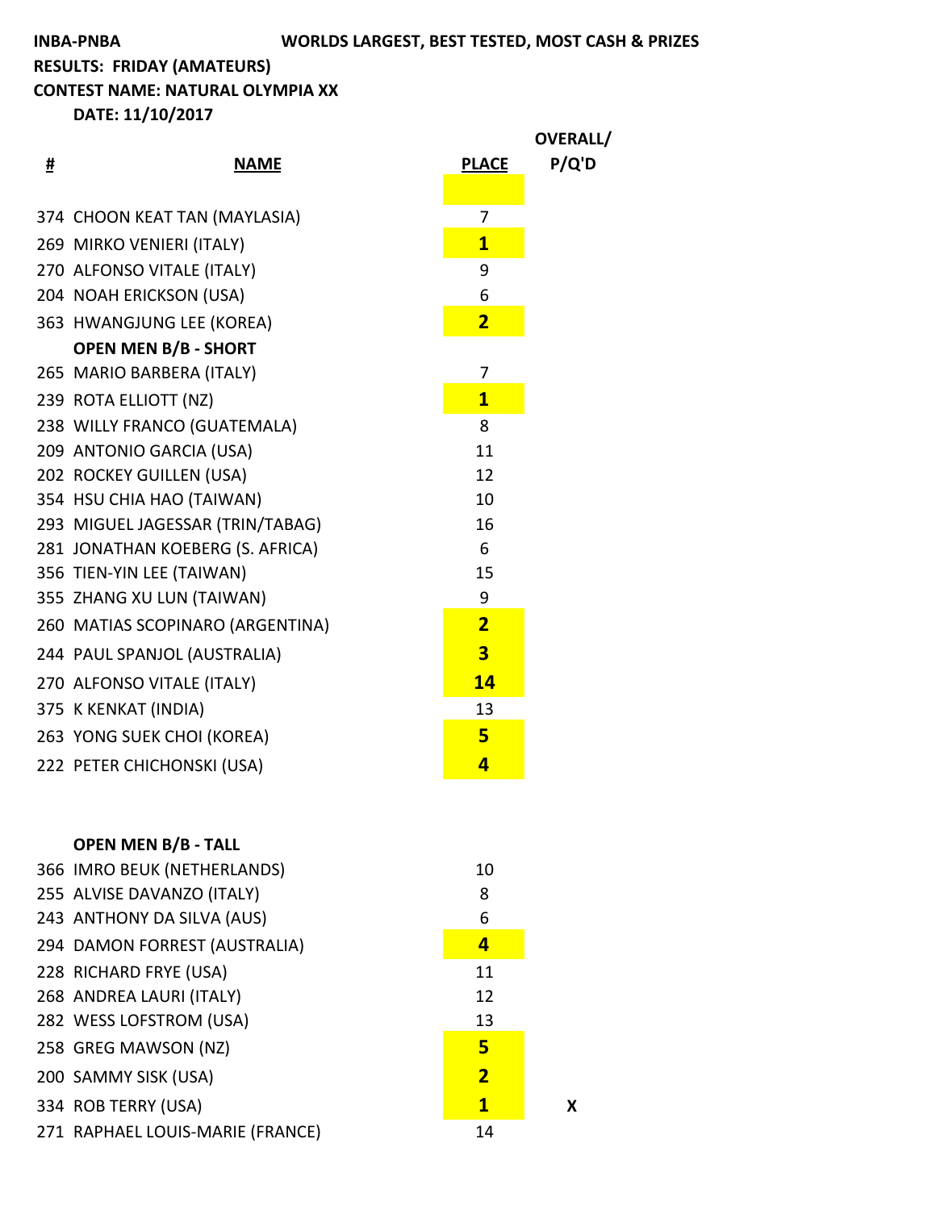**INBA-PNBA** **WORLDS LARGEST, BEST TESTED, MOST CASH & PRIZES**

**RESULTS: FRIDAY (AMATEURS)**

**CONTEST NAME: NATURAL OLYMPIA XX**

**DATE: 11/10/2017**

| # | NAME | PLACE | OVERALL/ P/Q'D |
|---|---|---|---|
| | | | |
| 374 | CHOON KEAT TAN (MAYLASIA) | 7 | |
| 269 | MIRKO VENIERI (ITALY) | **1** | |
| 270 | ALFONSO VITALE (ITALY) | 9 | |
| 204 | NOAH ERICKSON (USA) | 6 | |
| 363 | HWANGJUNG LEE (KOREA) | **2** | |
| | **OPEN MEN B/B - SHORT** | | |
| 265 | MARIO BARBERA (ITALY) | 7 | |
| 239 | ROTA ELLIOTT (NZ) | **1** | |
| 238 | WILLY FRANCO (GUATEMALA) | 8 | |
| 209 | ANTONIO GARCIA (USA) | 11 | |
| 202 | ROCKEY GUILLEN (USA) | 12 | |
| 354 | HSU CHIA HAO (TAIWAN) | 10 | |
| 293 | MIGUEL JAGESSAR (TRIN/TABAG) | 16 | |
| 281 | JONATHAN KOEBERG (S. AFRICA) | 6 | |
| 356 | TIEN-YIN LEE (TAIWAN) | 15 | |
| 355 | ZHANG XU LUN (TAIWAN) | 9 | |
| 260 | MATIAS SCOPINARO (ARGENTINA) | **2** | |
| 244 | PAUL SPANJOL (AUSTRALIA) | **3** | |
| 270 | ALFONSO VITALE (ITALY) | **14** | |
| 375 | K KENKAT (INDIA) | 13 | |
| 263 | YONG SUEK CHOI (KOREA) | **5** | |
| 222 | PETER CHICHONSKI (USA) | **4** | |
| | | | |
| | **OPEN MEN B/B - TALL** | | |
| 366 | IMRO BEUK (NETHERLANDS) | 10 | |
| 255 | ALVISE DAVANZO (ITALY) | 8 | |
| 243 | ANTHONY DA SILVA (AUS) | 6 | |
| 294 | DAMON FORREST (AUSTRALIA) | **4** | |
| 228 | RICHARD FRYE (USA) | 11 | |
| 268 | ANDREA LAURI (ITALY) | 12 | |
| 282 | WESS LOFSTROM (USA) | 13 | |
| 258 | GREG MAWSON (NZ) | **5** | |
| 200 | SAMMY SISK (USA) | **2** | |
| 334 | ROB TERRY (USA) | **1** | **X** |
| 271 | RAPHAEL LOUIS-MARIE (FRANCE) | 14 | |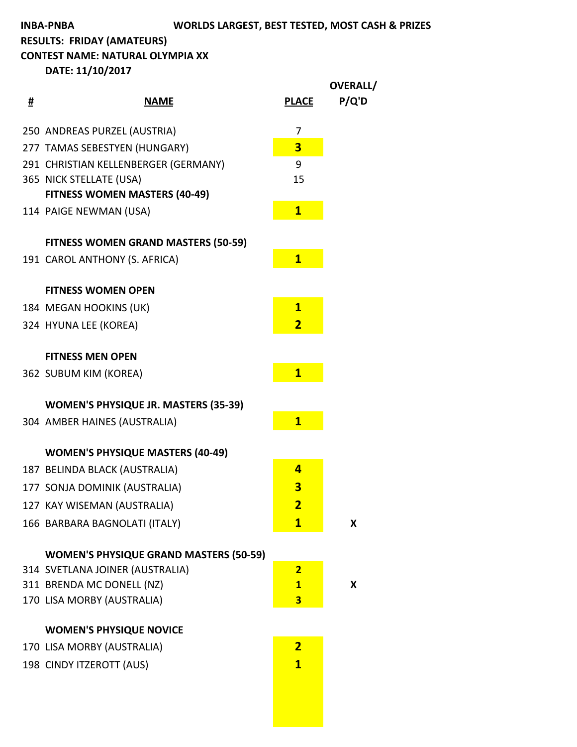**INBA-PNBA** **WORLDS LARGEST, BEST TESTED, MOST CASH & PRIZES**

**RESULTS: FRIDAY (AMATEURS)**

**CONTEST NAME: NATURAL OLYMPIA XX**

**DATE: 11/10/2017**

| # | NAME | PLACE | OVERALL/ P/Q'D |
|---|---|---|---|
| 250 | ANDREAS PURZEL (AUSTRIA) | 7 | |
| 277 | TAMAS SEBESTYEN (HUNGARY) | **3** | |
| 291 | CHRISTIAN KELLENBERGER (GERMANY) | 9 | |
| 365 | NICK STELLATE (USA) | 15 | |
| | **FITNESS WOMEN MASTERS (40-49)** | | |
| 114 | PAIGE NEWMAN (USA) | **1** | |
| | **FITNESS WOMEN GRAND MASTERS (50-59)** | | |
| 191 | CAROL ANTHONY (S. AFRICA) | **1** | |
| | **FITNESS WOMEN OPEN** | | |
| 184 | MEGAN HOOKINS (UK) | **1** | |
| 324 | HYUNA LEE (KOREA) | **2** | |
| | **FITNESS MEN OPEN** | | |
| 362 | SUBUM KIM (KOREA) | **1** | |
| | **WOMEN'S PHYSIQUE JR. MASTERS (35-39)** | | |
| 304 | AMBER HAINES (AUSTRALIA) | **1** | |
| | **WOMEN'S PHYSIQUE MASTERS (40-49)** | | |
| 187 | BELINDA BLACK (AUSTRALIA) | **4** | |
| 177 | SONJA DOMINIK (AUSTRALIA) | **3** | |
| 127 | KAY WISEMAN (AUSTRALIA) | **2** | |
| 166 | BARBARA BAGNOLATI (ITALY) | **1** | **X** |
| | **WOMEN'S PHYSIQUE GRAND MASTERS (50-59)** | | |
| 314 | SVETLANA JOINER (AUSTRALIA) | **2** | |
| 311 | BRENDA MC DONELL (NZ) | **1** | **X** |
| 170 | LISA MORBY (AUSTRALIA) | **3** | |
| | **WOMEN'S PHYSIQUE NOVICE** | | |
| 170 | LISA MORBY (AUSTRALIA) | **2** | |
| 198 | CINDY ITZEROTT (AUS) | **1** | |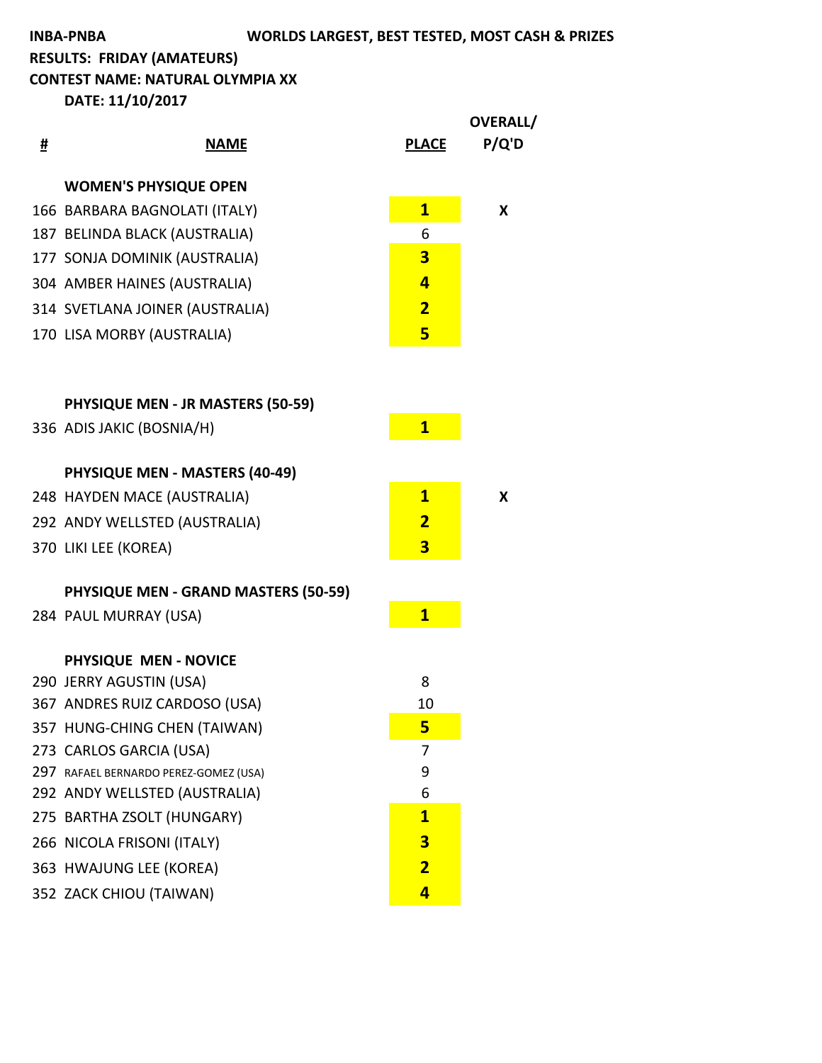**INBA-PNBA** WORLDS LARGEST, BEST TESTED, MOST CASH & PRIZES

**RESULTS: FRIDAY (AMATEURS)**

**CONTEST NAME: NATURAL OLYMPIA XX**

**DATE: 11/10/2017**

| # | NAME | PLACE | OVERALL/ P/Q'D |
|---|---|---|---|
| | **WOMEN'S PHYSIQUE OPEN** | | |
| 166 | BARBARA BAGNOLATI (ITALY) | **1** | X |
| 187 | BELINDA BLACK (AUSTRALIA) | 6 | |
| 177 | SONJA DOMINIK (AUSTRALIA) | **3** | |
| 304 | AMBER HAINES (AUSTRALIA) | **4** | |
| 314 | SVETLANA JOINER (AUSTRALIA) | **2** | |
| 170 | LISA MORBY (AUSTRALIA) | **5** | |
| | | | |
| | **PHYSIQUE MEN - JR MASTERS (50-59)** | | |
| 336 | ADIS JAKIC (BOSNIA/H) | **1** | |
| | | | |
| | **PHYSIQUE MEN - MASTERS (40-49)** | | |
| 248 | HAYDEN MACE (AUSTRALIA) | **1** | X |
| 292 | ANDY WELLSTED (AUSTRALIA) | **2** | |
| 370 | LIKI LEE (KOREA) | **3** | |
| | | | |
| | **PHYSIQUE MEN - GRAND MASTERS (50-59)** | | |
| 284 | PAUL MURRAY (USA) | **1** | |
| | | | |
| | **PHYSIQUE MEN - NOVICE** | | |
| 290 | JERRY AGUSTIN (USA) | 8 | |
| 367 | ANDRES RUIZ CARDOSO (USA) | 10 | |
| 357 | HUNG-CHING CHEN (TAIWAN) | **5** | |
| 273 | CARLOS GARCIA (USA) | 7 | |
| 297 | RAFAEL BERNARDO PEREZ-GOMEZ (USA) | 9 | |
| 292 | ANDY WELLSTED (AUSTRALIA) | 6 | |
| 275 | BARTHA ZSOLT (HUNGARY) | **1** | |
| 266 | NICOLA FRISONI (ITALY) | **3** | |
| 363 | HWAJUNG LEE (KOREA) | **2** | |
| 352 | ZACK CHIOU (TAIWAN) | **4** | |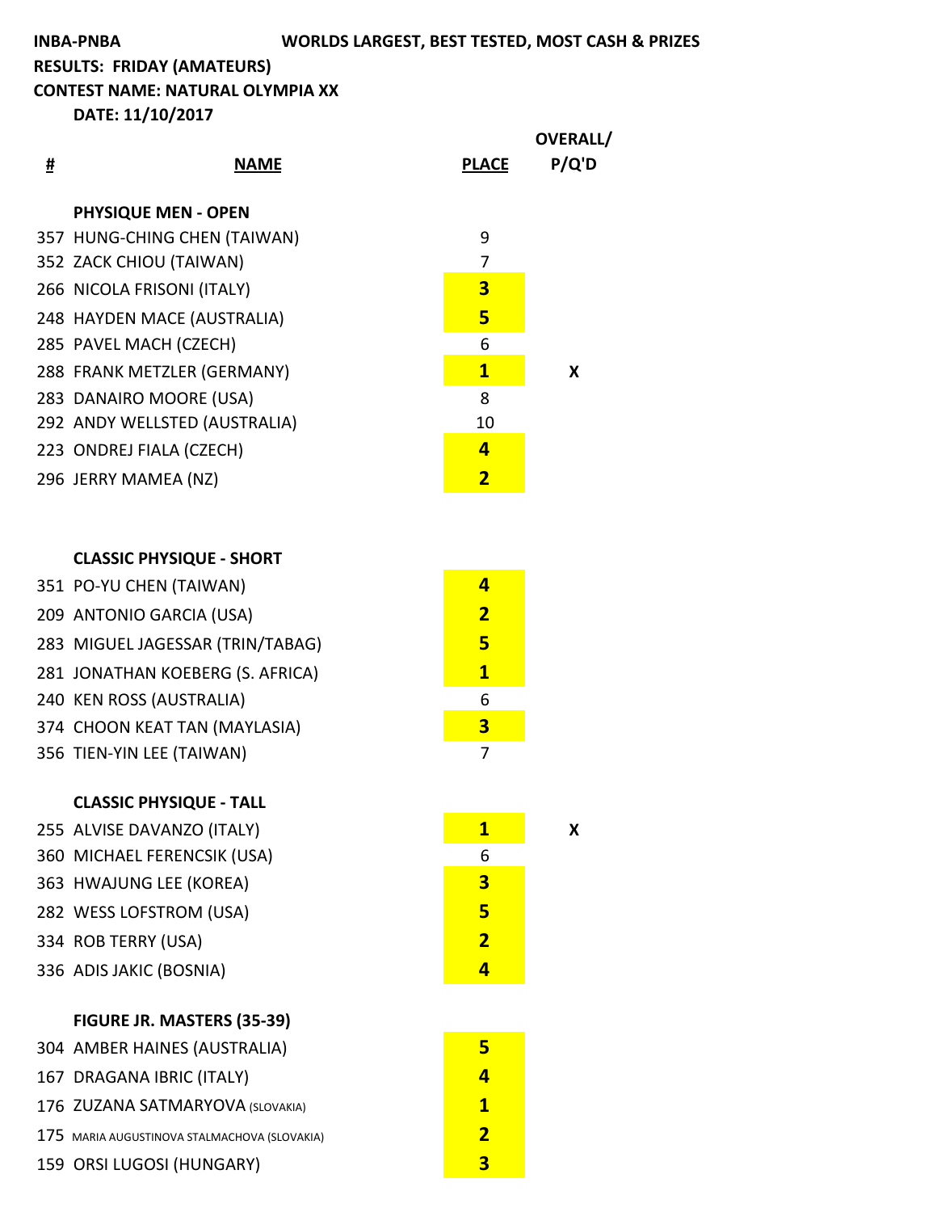**INBA-PNBA** WORLDS LARGEST, BEST TESTED, MOST CASH & PRIZES

**RESULTS: FRIDAY (AMATEURS)**

**CONTEST NAME: NATURAL OLYMPIA XX**

**DATE: 11/10/2017**

| # | NAME | PLACE | OVERALL/ P/Q'D |
|---|---|---|---|
| | **PHYSIQUE MEN - OPEN** | | |
| 357 | HUNG-CHING CHEN (TAIWAN) | 9 | |
| 352 | ZACK CHIOU (TAIWAN) | 7 | |
| 266 | NICOLA FRISONI (ITALY) | **3** | |
| 248 | HAYDEN MACE (AUSTRALIA) | **5** | |
| 285 | PAVEL MACH (CZECH) | 6 | |
| 288 | FRANK METZLER (GERMANY) | **1** | X |
| 283 | DANAIRO MOORE (USA) | 8 | |
| 292 | ANDY WELLSTED (AUSTRALIA) | 10 | |
| 223 | ONDREJ FIALA (CZECH) | **4** | |
| 296 | JERRY MAMEA (NZ) | **2** | |
| | **CLASSIC PHYSIQUE - SHORT** | | |
| 351 | PO-YU CHEN (TAIWAN) | **4** | |
| 209 | ANTONIO GARCIA (USA) | **2** | |
| 283 | MIGUEL JAGESSAR (TRIN/TABAG) | **5** | |
| 281 | JONATHAN KOEBERG (S. AFRICA) | **1** | |
| 240 | KEN ROSS (AUSTRALIA) | 6 | |
| 374 | CHOON KEAT TAN (MAYLASIA) | **3** | |
| 356 | TIEN-YIN LEE (TAIWAN) | 7 | |
| | **CLASSIC PHYSIQUE - TALL** | | |
| 255 | ALVISE DAVANZO (ITALY) | **1** | X |
| 360 | MICHAEL FERENCSIK (USA) | 6 | |
| 363 | HWAJUNG LEE (KOREA) | **3** | |
| 282 | WESS LOFSTROM (USA) | **5** | |
| 334 | ROB TERRY (USA) | **2** | |
| 336 | ADIS JAKIC (BOSNIA) | **4** | |
| | **FIGURE JR. MASTERS (35-39)** | | |
| 304 | AMBER HAINES (AUSTRALIA) | **5** | |
| 167 | DRAGANA IBRIC (ITALY) | **4** | |
| 176 | ZUZANA SATMARYOVA (SLOVAKIA) | **1** | |
| 175 | MARIA AUGUSTINOVA STALMACHOVA (SLOVAKIA) | **2** | |
| 159 | ORSI LUGOSI (HUNGARY) | **3** | |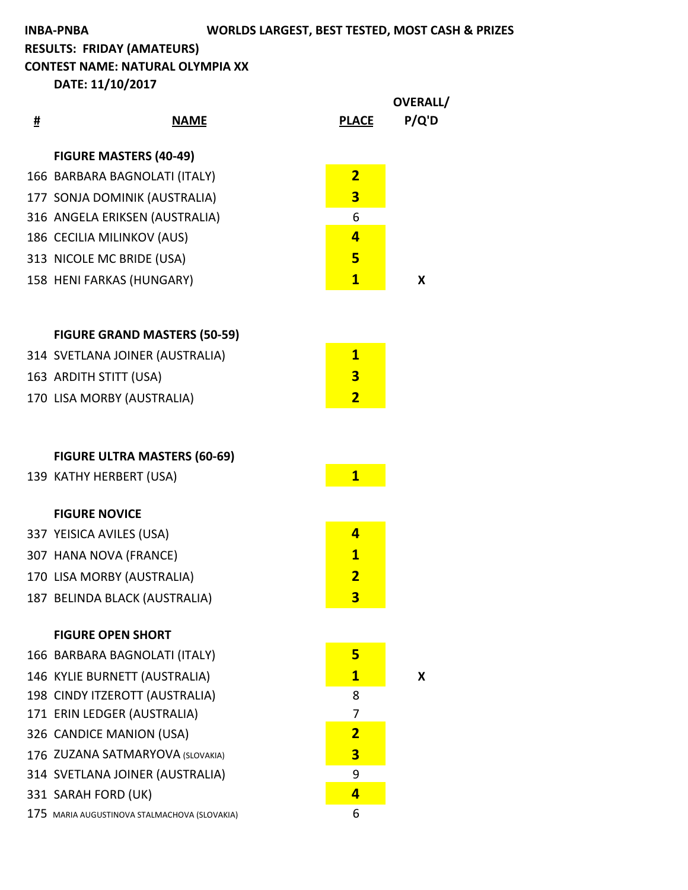**INBA-PNBA** WORLDS LARGEST, BEST TESTED, MOST CASH & PRIZES

**RESULTS: FRIDAY (AMATEURS)**

**CONTEST NAME: NATURAL OLYMPIA XX**

**DATE: 11/10/2017**

| # | NAME | PLACE | OVERALL/ P/Q'D |
|---|---|---|---|
| | **FIGURE MASTERS (40-49)** | | |
| 166 | BARBARA BAGNOLATI (ITALY) | **2** | |
| 177 | SONJA DOMINIK (AUSTRALIA) | **3** | |
| 316 | ANGELA ERIKSEN (AUSTRALIA) | 6 | |
| 186 | CECILIA MILINKOV (AUS) | **4** | |
| 313 | NICOLE MC BRIDE (USA) | **5** | |
| 158 | HENI FARKAS (HUNGARY) | **1** | **X** |
| | **FIGURE GRAND MASTERS (50-59)** | | |
| 314 | SVETLANA JOINER (AUSTRALIA) | **1** | |
| 163 | ARDITH STITT (USA) | **3** | |
| 170 | LISA MORBY (AUSTRALIA) | **2** | |
| | **FIGURE ULTRA MASTERS (60-69)** | | |
| 139 | KATHY HERBERT (USA) | **1** | |
| | **FIGURE NOVICE** | | |
| 337 | YEISICA AVILES (USA) | **4** | |
| 307 | HANA NOVA (FRANCE) | **1** | |
| 170 | LISA MORBY (AUSTRALIA) | **2** | |
| 187 | BELINDA BLACK (AUSTRALIA) | **3** | |
| | **FIGURE OPEN SHORT** | | |
| 166 | BARBARA BAGNOLATI (ITALY) | **5** | |
| 146 | KYLIE BURNETT (AUSTRALIA) | **1** | **X** |
| 198 | CINDY ITZEROTT (AUSTRALIA) | 8 | |
| 171 | ERIN LEDGER (AUSTRALIA) | 7 | |
| 326 | CANDICE MANION (USA) | **2** | |
| 176 | ZUZANA SATMARYOVA (SLOVAKIA) | **3** | |
| 314 | SVETLANA JOINER (AUSTRALIA) | 9 | |
| 331 | SARAH FORD (UK) | **4** | |
| 175 | MARIA AUGUSTINOVA STALMACHOVA (SLOVAKIA) | 6 | |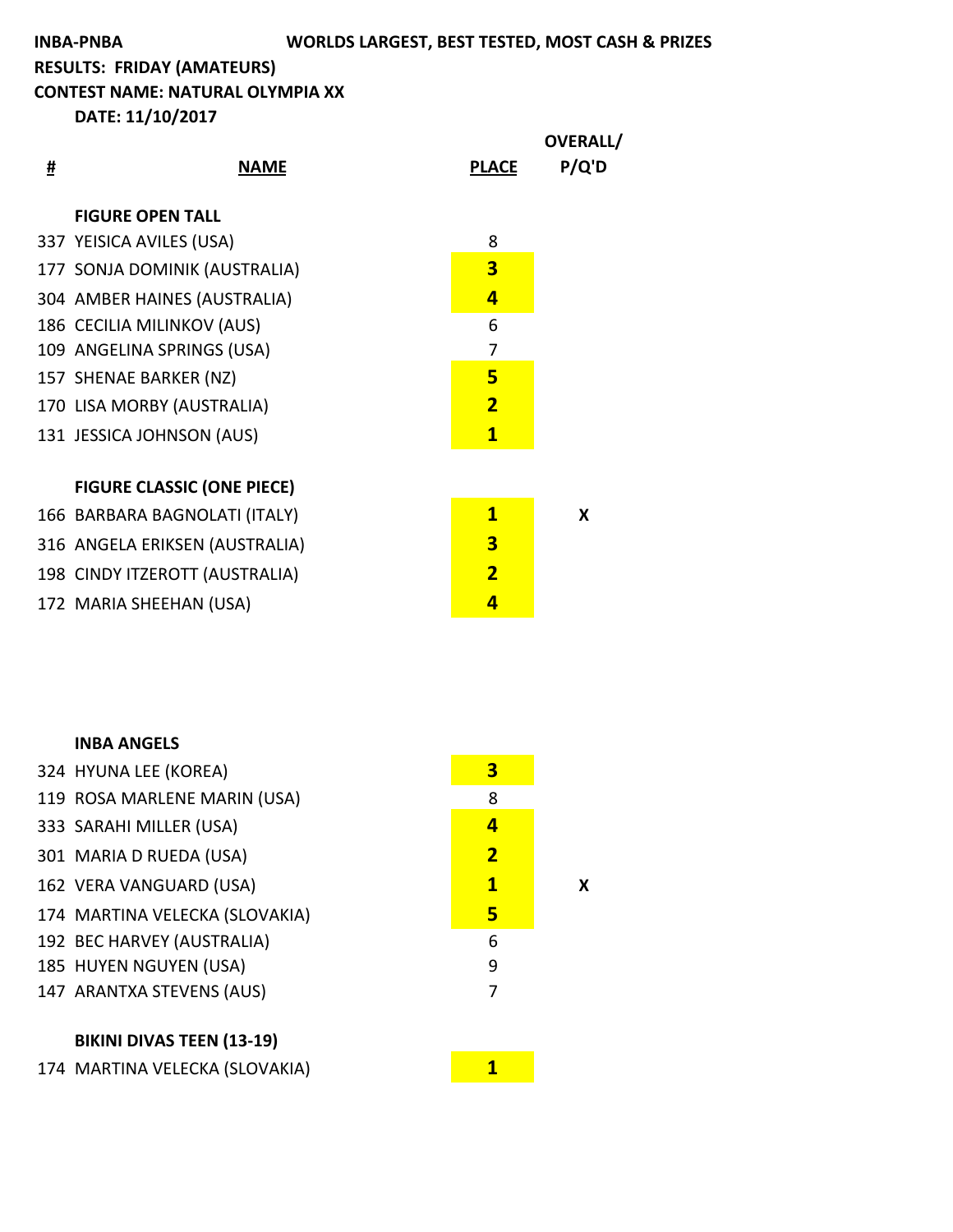**INBA-PNBA** WORLDS LARGEST, BEST TESTED, MOST CASH & PRIZES

**RESULTS: FRIDAY (AMATEURS)**

**CONTEST NAME: NATURAL OLYMPIA XX**

**DATE: 11/10/2017**

| # | NAME | PLACE | OVERALL/ P/Q'D |
|---|---|---|---|
| | **FIGURE OPEN TALL** | | |
| 337 | YEISICA AVILES (USA) | 8 | |
| 177 | SONJA DOMINIK (AUSTRALIA) | **3** | |
| 304 | AMBER HAINES (AUSTRALIA) | **4** | |
| 186 | CECILIA MILINKOV (AUS) | 6 | |
| 109 | ANGELINA SPRINGS (USA) | 7 | |
| 157 | SHENAE BARKER (NZ) | **5** | |
| 170 | LISA MORBY (AUSTRALIA) | **2** | |
| 131 | JESSICA JOHNSON (AUS) | **1** | |
| | **FIGURE CLASSIC (ONE PIECE)** | | |
| 166 | BARBARA BAGNOLATI (ITALY) | **1** | X |
| 316 | ANGELA ERIKSEN (AUSTRALIA) | **3** | |
| 198 | CINDY ITZEROTT (AUSTRALIA) | **2** | |
| 172 | MARIA SHEEHAN (USA) | **4** | |
| | **INBA ANGELS** | | |
| 324 | HYUNA LEE (KOREA) | **3** | |
| 119 | ROSA MARLENE MARIN (USA) | 8 | |
| 333 | SARAHI MILLER (USA) | **4** | |
| 301 | MARIA D RUEDA (USA) | **2** | |
| 162 | VERA VANGUARD (USA) | **1** | X |
| 174 | MARTINA VELECKA (SLOVAKIA) | **5** | |
| 192 | BEC HARVEY (AUSTRALIA) | 6 | |
| 185 | HUYEN NGUYEN (USA) | 9 | |
| 147 | ARANTXA STEVENS (AUS) | 7 | |
| | **BIKINI DIVAS TEEN (13-19)** | | |
| 174 | MARTINA VELECKA (SLOVAKIA) | **1** | |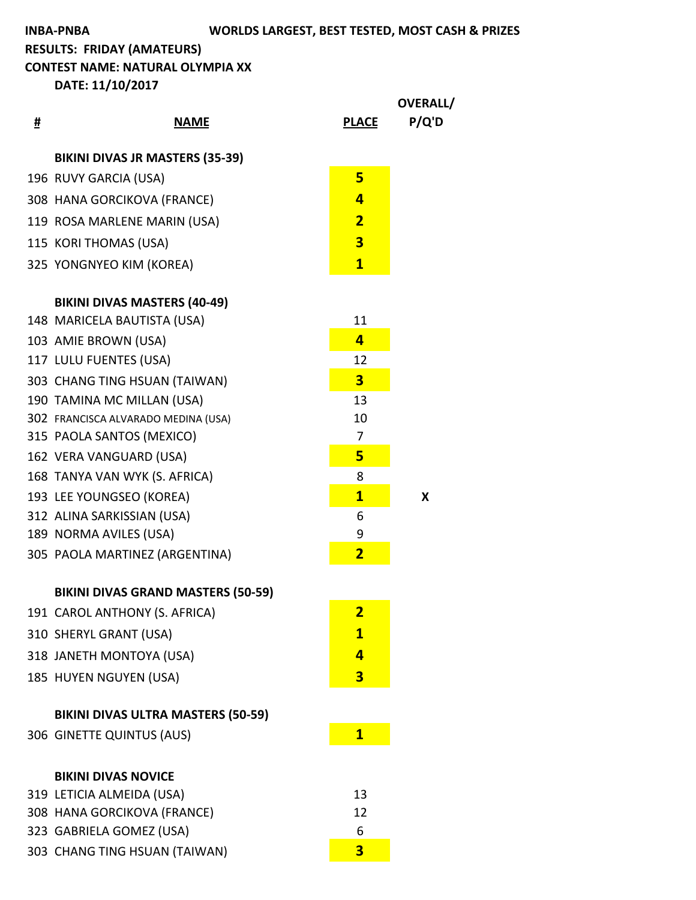**INBA-PNBA** **WORLDS LARGEST, BEST TESTED, MOST CASH & PRIZES**

**RESULTS: FRIDAY (AMATEURS)**

**CONTEST NAME: NATURAL OLYMPIA XX**

**DATE: 11/10/2017**

| # | NAME | PLACE | OVERALL/ P/Q'D |
|---|---|---|---|
| | **BIKINI DIVAS JR MASTERS (35-39)** | | |
| 196 | RUVY GARCIA (USA) | **5** | |
| 308 | HANA GORCIKOVA (FRANCE) | **4** | |
| 119 | ROSA MARLENE MARIN (USA) | **2** | |
| 115 | KORI THOMAS (USA) | **3** | |
| 325 | YONGNYEO KIM (KOREA) | **1** | |
| | **BIKINI DIVAS MASTERS (40-49)** | | |
| 148 | MARICELA BAUTISTA (USA) | 11 | |
| 103 | AMIE BROWN (USA) | **4** | |
| 117 | LULU FUENTES (USA) | 12 | |
| 303 | CHANG TING HSUAN (TAIWAN) | **3** | |
| 190 | TAMINA MC MILLAN (USA) | 13 | |
| 302 | FRANCISCA ALVARADO MEDINA (USA) | 10 | |
| 315 | PAOLA SANTOS (MEXICO) | 7 | |
| 162 | VERA VANGUARD (USA) | **5** | |
| 168 | TANYA VAN WYK (S. AFRICA) | 8 | |
| 193 | LEE YOUNGSEO (KOREA) | **1** | **X** |
| 312 | ALINA SARKISSIAN (USA) | 6 | |
| 189 | NORMA AVILES (USA) | 9 | |
| 305 | PAOLA MARTINEZ (ARGENTINA) | **2** | |
| | **BIKINI DIVAS GRAND MASTERS (50-59)** | | |
| 191 | CAROL ANTHONY (S. AFRICA) | **2** | |
| 310 | SHERYL GRANT (USA) | **1** | |
| 318 | JANETH MONTOYA (USA) | **4** | |
| 185 | HUYEN NGUYEN (USA) | **3** | |
| | **BIKINI DIVAS ULTRA MASTERS (50-59)** | | |
| 306 | GINETTE QUINTUS (AUS) | **1** | |
| | **BIKINI DIVAS NOVICE** | | |
| 319 | LETICIA ALMEIDA (USA) | 13 | |
| 308 | HANA GORCIKOVA (FRANCE) | 12 | |
| 323 | GABRIELA GOMEZ (USA) | 6 | |
| 303 | CHANG TING HSUAN (TAIWAN) | **3** | |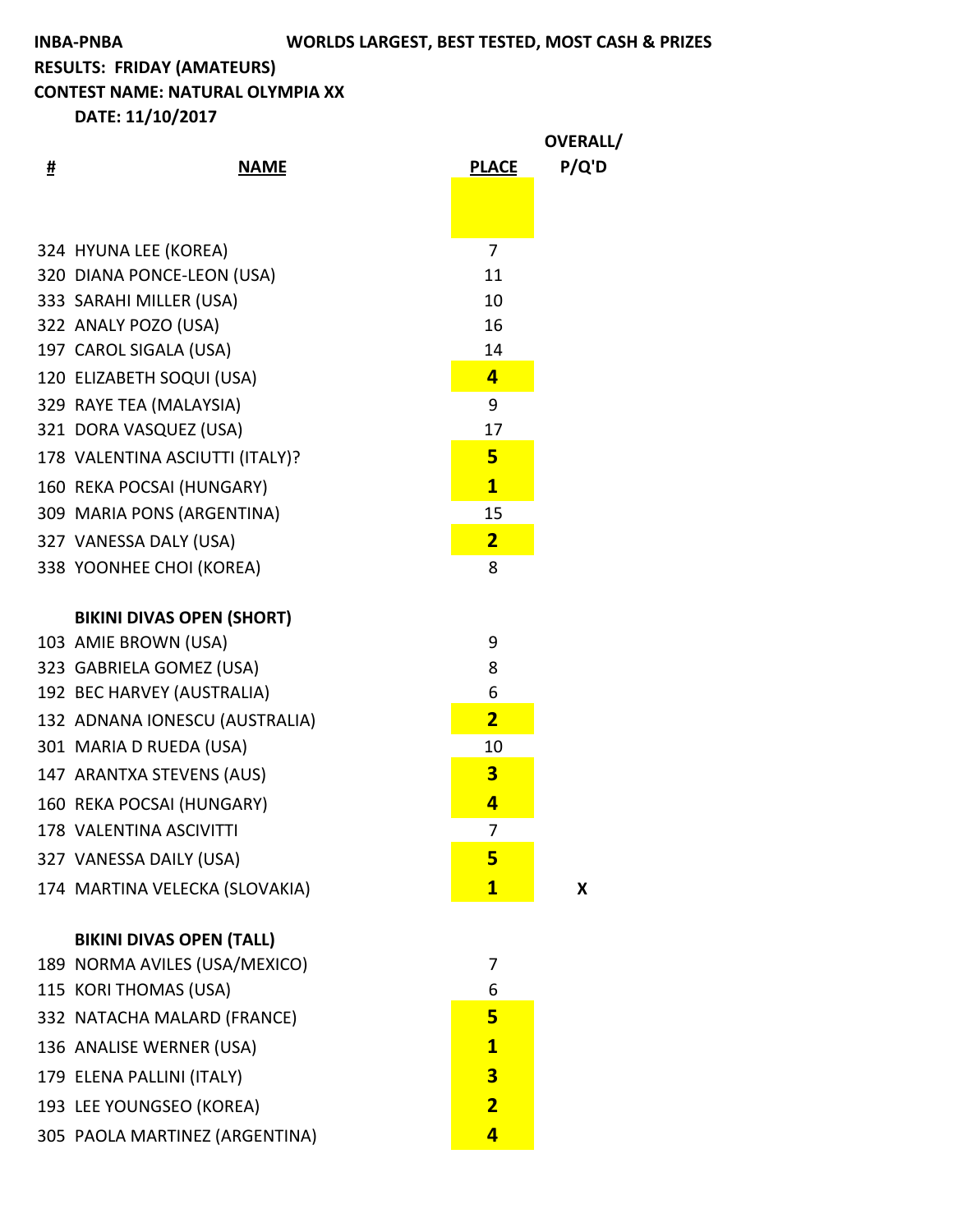**INBA-PNBA** **WORLDS LARGEST, BEST TESTED, MOST CASH & PRIZES**

**RESULTS: FRIDAY (AMATEURS)**

**CONTEST NAME: NATURAL OLYMPIA XX**

**DATE: 11/10/2017**

| # | NAME | PLACE | OVERALL/ P/Q'D |
|---|---|---|---|
| 324 | HYUNA LEE (KOREA) | 7 | |
| 320 | DIANA PONCE-LEON (USA) | 11 | |
| 333 | SARAHI MILLER (USA) | 10 | |
| 322 | ANALY POZO (USA) | 16 | |
| 197 | CAROL SIGALA (USA) | 14 | |
| 120 | ELIZABETH SOQUI (USA) | **4** | |
| 329 | RAYE TEA (MALAYSIA) | 9 | |
| 321 | DORA VASQUEZ (USA) | 17 | |
| 178 | VALENTINA ASCIUTTI (ITALY)? | **5** | |
| 160 | REKA POCSAI (HUNGARY) | **1** | |
| 309 | MARIA PONS (ARGENTINA) | 15 | |
| 327 | VANESSA DALY (USA) | **2** | |
| 338 | YOONHEE CHOI (KOREA) | 8 | |
| | **BIKINI DIVAS OPEN (SHORT)** | | |
| 103 | AMIE BROWN (USA) | 9 | |
| 323 | GABRIELA GOMEZ (USA) | 8 | |
| 192 | BEC HARVEY (AUSTRALIA) | 6 | |
| 132 | ADNANA IONESCU (AUSTRALIA) | **2** | |
| 301 | MARIA D RUEDA (USA) | 10 | |
| 147 | ARANTXA STEVENS (AUS) | **3** | |
| 160 | REKA POCSAI (HUNGARY) | **4** | |
| 178 | VALENTINA ASCIVITTI | 7 | |
| 327 | VANESSA DAILY (USA) | **5** | |
| 174 | MARTINA VELECKA (SLOVAKIA) | **1** | **X** |
| | **BIKINI DIVAS OPEN (TALL)** | | |
| 189 | NORMA AVILES (USA/MEXICO) | 7 | |
| 115 | KORI THOMAS (USA) | 6 | |
| 332 | NATACHA MALARD (FRANCE) | **5** | |
| 136 | ANALISE WERNER (USA) | **1** | |
| 179 | ELENA PALLINI (ITALY) | **3** | |
| 193 | LEE YOUNGSEO (KOREA) | **2** | |
| 305 | PAOLA MARTINEZ (ARGENTINA) | **4** | |